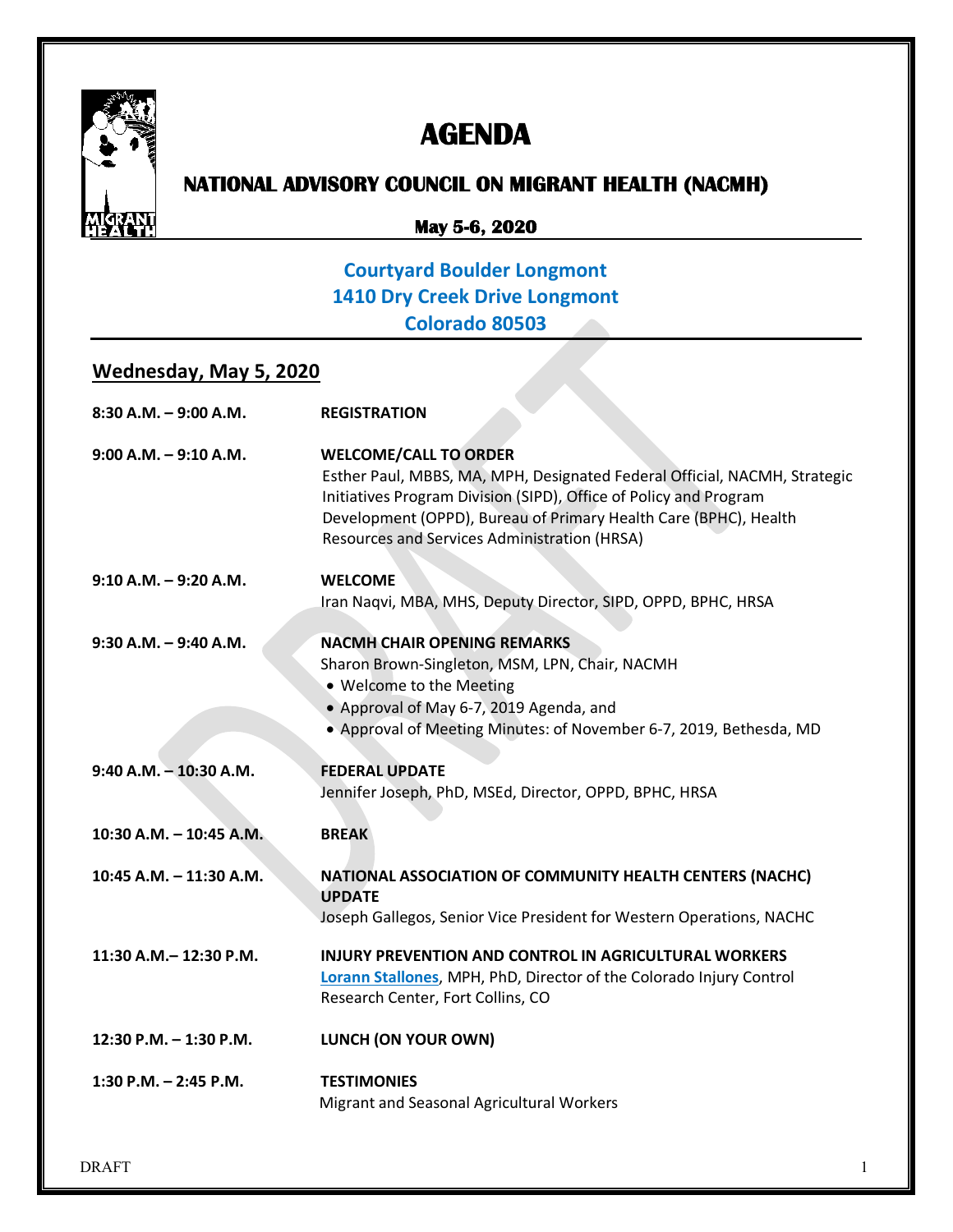# AGENDA

## NATIONAL ADVISORY COUNCIL ON MIGRANT HEALTH (NACMH)

**May 5-6, 2020**

**Courtyard Boulder Longmont**
**1410 Dry Creek Drive Longmont**
**Colorado 80503**

## Wednesday, May 5, 2020

| | |
|---|---|
| **8:30 A.M. – 9:00 A.M.** | **REGISTRATION** |
| **9:00 A.M. – 9:10 A.M.** | **WELCOME/CALL TO ORDER**<br>Esther Paul, MBBS, MA, MPH, Designated Federal Official, NACMH, Strategic Initiatives Program Division (SIPD), Office of Policy and Program Development (OPPD), Bureau of Primary Health Care (BPHC), Health Resources and Services Administration (HRSA) |
| **9:10 A.M. – 9:20 A.M.** | **WELCOME**<br>Iran Naqvi, MBA, MHS, Deputy Director, SIPD, OPPD, BPHC, HRSA |
| **9:30 A.M. – 9:40 A.M.** | **NACMH CHAIR OPENING REMARKS**<br>Sharon Brown-Singleton, MSM, LPN, Chair, NACMH<br>• Welcome to the Meeting<br>• Approval of May 6-7, 2019 Agenda, and<br>• Approval of Meeting Minutes: of November 6-7, 2019, Bethesda, MD |
| **9:40 A.M. – 10:30 A.M.** | **FEDERAL UPDATE**<br>Jennifer Joseph, PhD, MSEd, Director, OPPD, BPHC, HRSA |
| **10:30 A.M. – 10:45 A.M.** | **BREAK** |
| **10:45 A.M. – 11:30 A.M.** | **NATIONAL ASSOCIATION OF COMMUNITY HEALTH CENTERS (NACHC) UPDATE**<br>Joseph Gallegos, Senior Vice President for Western Operations, NACHC |
| **11:30 A.M.– 12:30 P.M.** | **INJURY PREVENTION AND CONTROL IN AGRICULTURAL WORKERS**<br>Lorann Stallones, MPH, PhD, Director of the Colorado Injury Control Research Center, Fort Collins, CO |
| **12:30 P.M. – 1:30 P.M.** | **LUNCH (ON YOUR OWN)** |
| **1:30 P.M. – 2:45 P.M.** | **TESTIMONIES**<br>Migrant and Seasonal Agricultural Workers |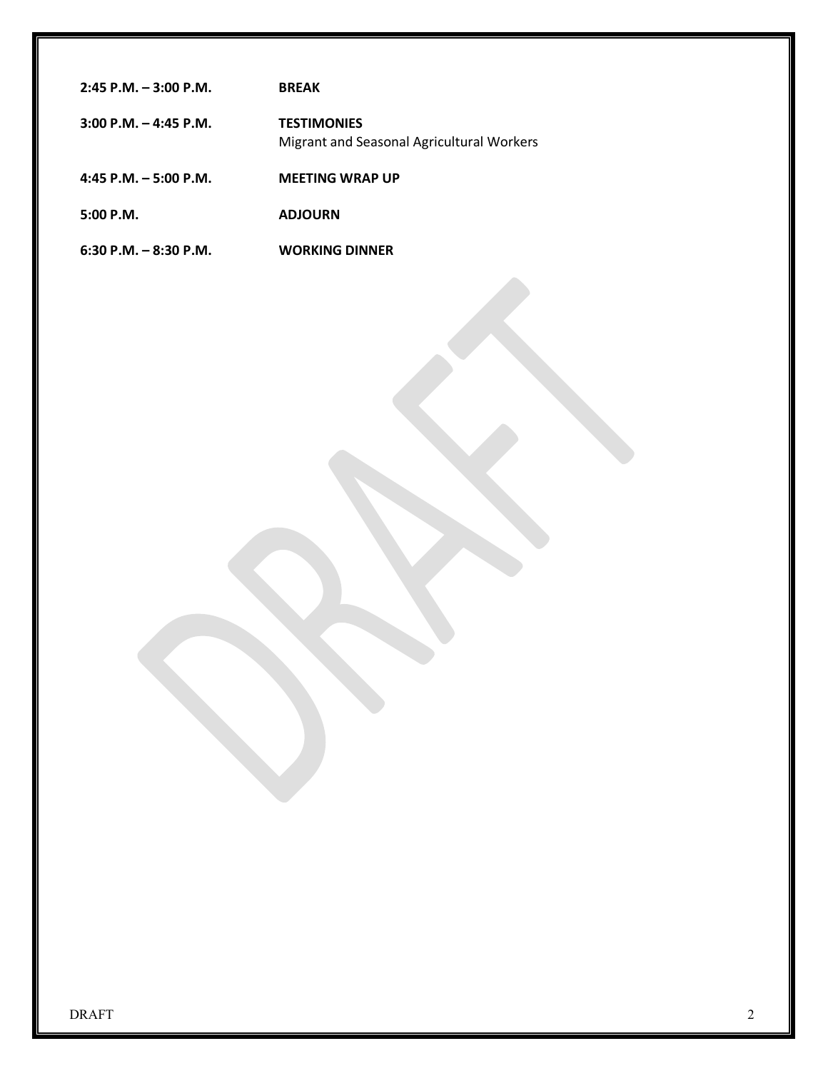| | |
|---|---|
| **2:45 P.M. – 3:00 P.M.** | **BREAK** |
| **3:00 P.M. – 4:45 P.M.** | **TESTIMONIES**<br>Migrant and Seasonal Agricultural Workers |
| **4:45 P.M. – 5:00 P.M.** | **MEETING WRAP UP** |
| **5:00 P.M.** | **ADJOURN** |
| **6:30 P.M. – 8:30 P.M.** | **WORKING DINNER** |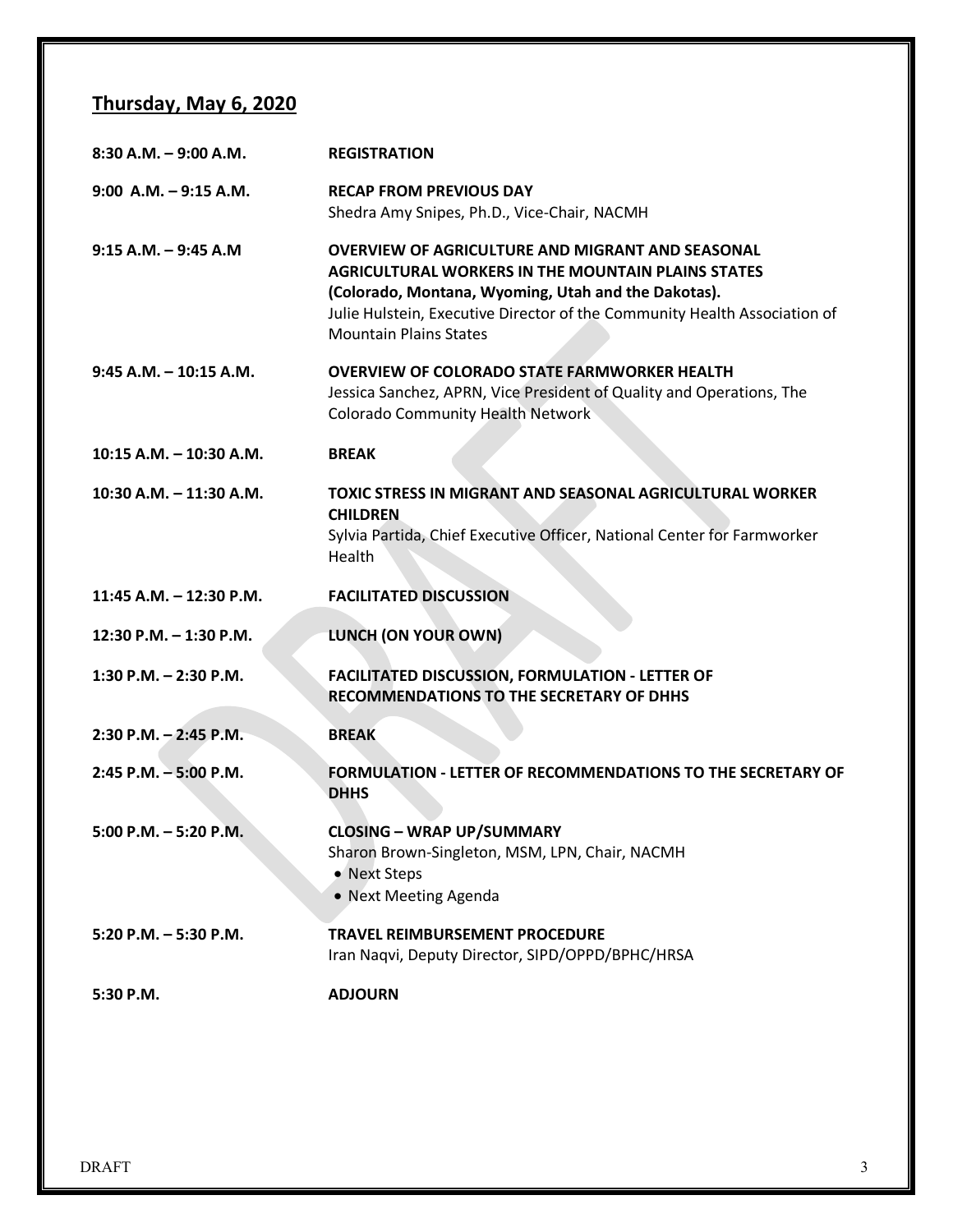## Thursday, May 6, 2020

| | |
|---|---|
| **8:30 A.M. – 9:00 A.M.** | **REGISTRATION** |
| **9:00 A.M. – 9:15 A.M.** | **RECAP FROM PREVIOUS DAY**<br>Shedra Amy Snipes, Ph.D., Vice-Chair, NACMH |
| **9:15 A.M. – 9:45 A.M** | **OVERVIEW OF AGRICULTURE AND MIGRANT AND SEASONAL AGRICULTURAL WORKERS IN THE MOUNTAIN PLAINS STATES (Colorado, Montana, Wyoming, Utah and the Dakotas).**<br>Julie Hulstein, Executive Director of the Community Health Association of Mountain Plains States |
| **9:45 A.M. – 10:15 A.M.** | **OVERVIEW OF COLORADO STATE FARMWORKER HEALTH**<br>Jessica Sanchez, APRN, Vice President of Quality and Operations, The Colorado Community Health Network |
| **10:15 A.M. – 10:30 A.M.** | **BREAK** |
| **10:30 A.M. – 11:30 A.M.** | **TOXIC STRESS IN MIGRANT AND SEASONAL AGRICULTURAL WORKER CHILDREN**<br>Sylvia Partida, Chief Executive Officer, National Center for Farmworker Health |
| **11:45 A.M. – 12:30 P.M.** | **FACILITATED DISCUSSION** |
| **12:30 P.M. – 1:30 P.M.** | **LUNCH (ON YOUR OWN)** |
| **1:30 P.M. – 2:30 P.M.** | **FACILITATED DISCUSSION, FORMULATION - LETTER OF RECOMMENDATIONS TO THE SECRETARY OF DHHS** |
| **2:30 P.M. – 2:45 P.M.** | **BREAK** |
| **2:45 P.M. – 5:00 P.M.** | **FORMULATION - LETTER OF RECOMMENDATIONS TO THE SECRETARY OF DHHS** |
| **5:00 P.M. – 5:20 P.M.** | **CLOSING – WRAP UP/SUMMARY**<br>Sharon Brown-Singleton, MSM, LPN, Chair, NACMH<br>• Next Steps<br>• Next Meeting Agenda |
| **5:20 P.M. – 5:30 P.M.** | **TRAVEL REIMBURSEMENT PROCEDURE**<br>Iran Naqvi, Deputy Director, SIPD/OPPD/BPHC/HRSA |
| **5:30 P.M.** | **ADJOURN** |